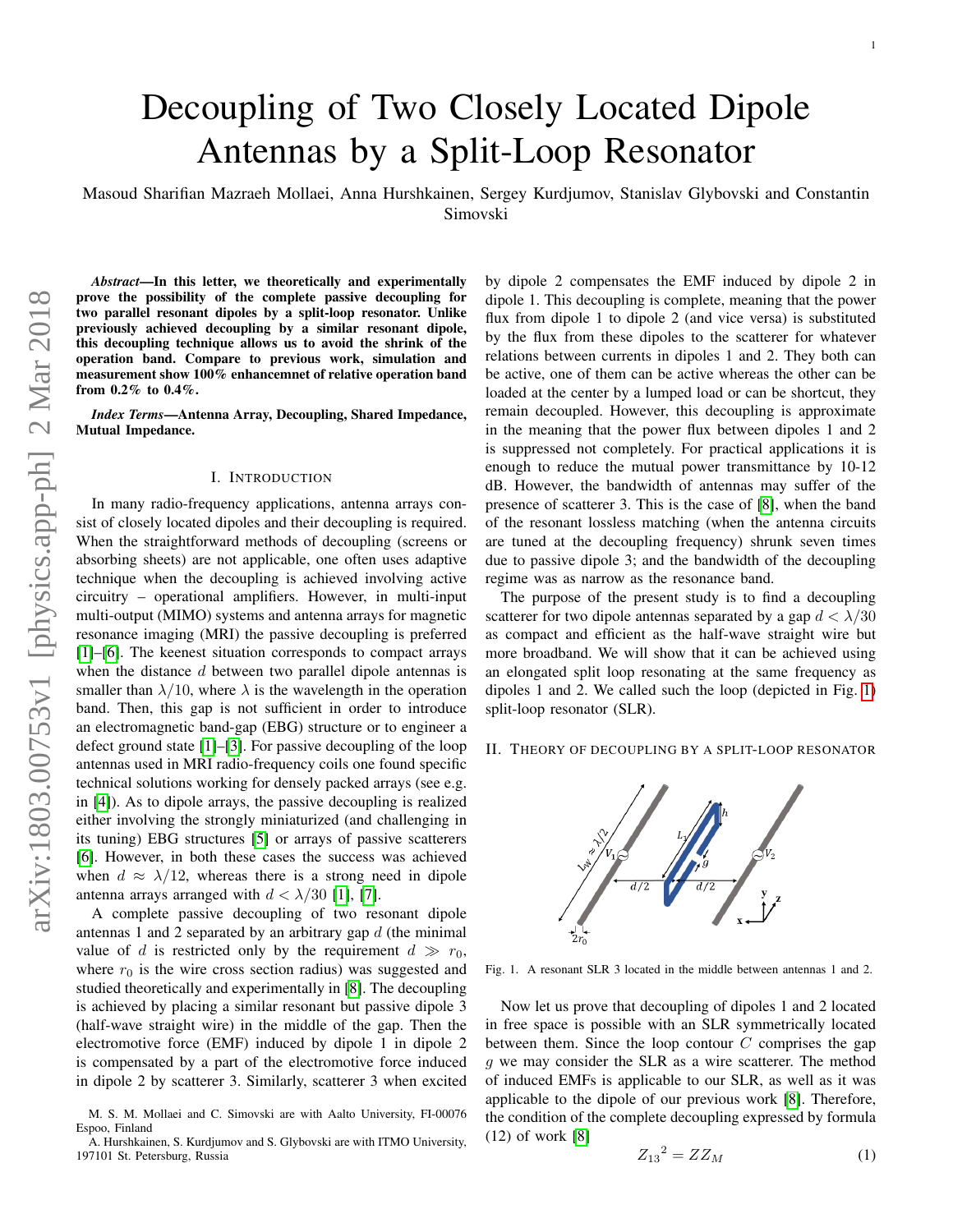# Decoupling of Two Closely Located Dipole Antennas by a Split-Loop Resonator

Masoud Sharifian Mazraeh Mollaei, Anna Hurshkainen, Sergey Kurdjumov, Stanislav Glybovski and Constantin Simovski

***Abstract*—In this letter, we theoretically and experimentally prove the possibility of the complete passive decoupling for two parallel resonant dipoles by a split-loop resonator. Unlike previously achieved decoupling by a similar resonant dipole, this decoupling technique allows us to avoid the shrink of the operation band. Compare to previous work, simulation and measurement show 100% enhancemnet of relative operation band from 0.2% to 0.4%.**

***Index Terms*—Antenna Array, Decoupling, Shared Impedance, Mutual Impedance.**

## I. Introduction

In many radio-frequency applications, antenna arrays consist of closely located dipoles and their decoupling is required. When the straightforward methods of decoupling (screens or absorbing sheets) are not applicable, one often uses adaptive technique when the decoupling is achieved involving active circuitry – operational amplifiers. However, in multi-input multi-output (MIMO) systems and antenna arrays for magnetic resonance imaging (MRI) the passive decoupling is preferred [1]–[6]. The keenest situation corresponds to compact arrays when the distance $d$ between two parallel dipole antennas is smaller than $\lambda/10$, where $\lambda$ is the wavelength in the operation band. Then, this gap is not sufficient in order to introduce an electromagnetic band-gap (EBG) structure or to engineer a defect ground state [1]–[3]. For passive decoupling of the loop antennas used in MRI radio-frequency coils one found specific technical solutions working for densely packed arrays (see e.g. in [4]). As to dipole arrays, the passive decoupling is realized either involving the strongly miniaturized (and challenging in its tuning) EBG structures [5] or arrays of passive scatterers [6]. However, in both these cases the success was achieved when $d \approx \lambda/12$, whereas there is a strong need in dipole antenna arrays arranged with $d < \lambda/30$ [1], [7].

A complete passive decoupling of two resonant dipole antennas 1 and 2 separated by an arbitrary gap $d$ (the minimal value of $d$ is restricted only by the requirement $d \gg r_0$, where $r_0$ is the wire cross section radius) was suggested and studied theoretically and experimentally in [8]. The decoupling is achieved by placing a similar resonant but passive dipole 3 (half-wave straight wire) in the middle of the gap. Then the electromotive force (EMF) induced by dipole 1 in dipole 2 is compensated by a part of the electromotive force induced in dipole 2 by scatterer 3. Similarly, scatterer 3 when excited by dipole 2 compensates the EMF induced by dipole 2 in dipole 1. This decoupling is complete, meaning that the power flux from dipole 1 to dipole 2 (and vice versa) is substituted by the flux from these dipoles to the scatterer for whatever relations between currents in dipoles 1 and 2. They both can be active, one of them can be active whereas the other can be loaded at the center by a lumped load or can be shortcut, they remain decoupled. However, this decoupling is approximate in the meaning that the power flux between dipoles 1 and 2 is suppressed not completely. For practical applications it is enough to reduce the mutual power transmittance by 10-12 dB. However, the bandwidth of antennas may suffer of the presence of scatterer 3. This is the case of [8], when the band of the resonant lossless matching (when the antenna circuits are tuned at the decoupling frequency) shrunk seven times due to passive dipole 3; and the bandwidth of the decoupling regime was as narrow as the resonance band.

The purpose of the present study is to find a decoupling scatterer for two dipole antennas separated by a gap $d < \lambda/30$ as compact and efficient as the half-wave straight wire but more broadband. We will show that it can be achieved using an elongated split loop resonating at the same frequency as dipoles 1 and 2. We called such the loop (depicted in Fig. 1) split-loop resonator (SLR).

## II. Theory of Decoupling by a Split-Loop Resonator

Fig. 1. A resonant SLR 3 located in the middle between antennas 1 and 2.

Now let us prove that decoupling of dipoles 1 and 2 located in free space is possible with an SLR symmetrically located between them. Since the loop contour $C$ comprises the gap $g$ we may consider the SLR as a wire scatterer. The method of induced EMFs is applicable to our SLR, as well as it was applicable to the dipole of our previous work [8]. Therefore, the condition of the complete decoupling expressed by formula (12) of work [8]

$$Z_{13}{}^2 = ZZ_M \tag{1}$$

M. S. M. Mollaei and C. Simovski are with Aalto University, FI-00076 Espoo, Finland

A. Hurshkainen, S. Kurdjumov and S. Glybovski are with ITMO University, 197101 St. Petersburg, Russia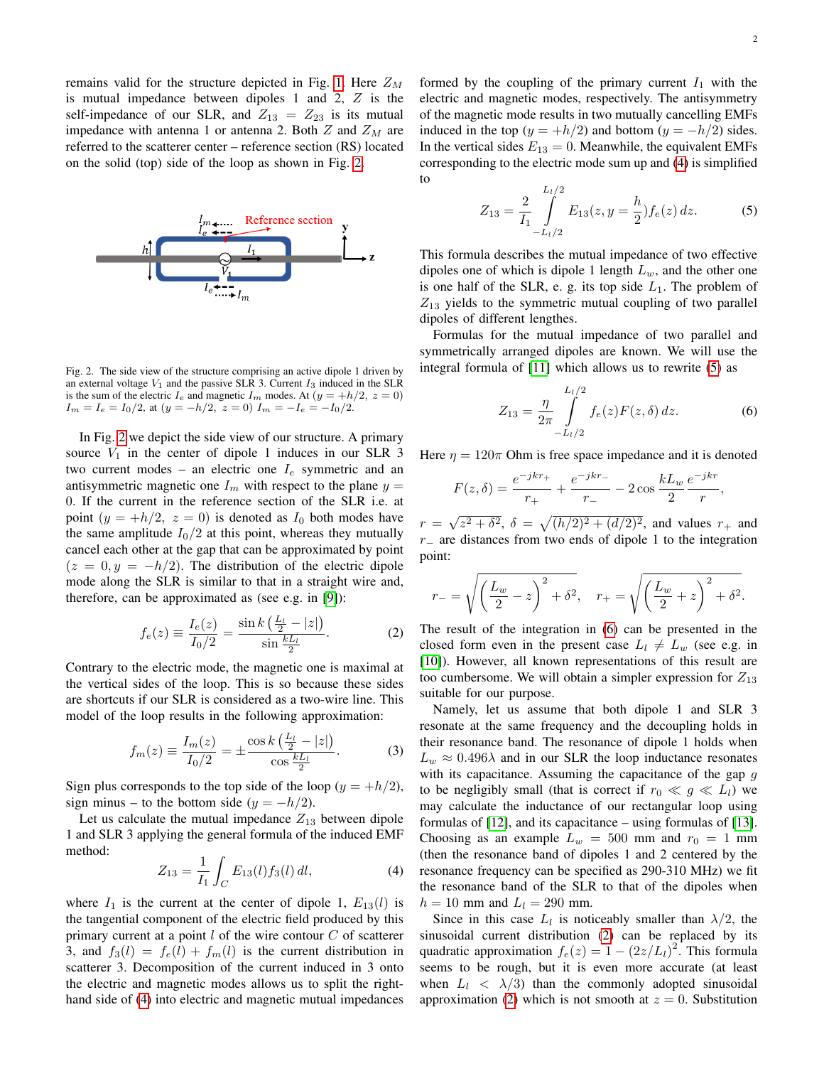remains valid for the structure depicted in Fig. 1. Here $Z_M$ is mutual impedance between dipoles 1 and 2, $Z$ is the self-impedance of our SLR, and $Z_{13} = Z_{23}$ is its mutual impedance with antenna 1 or antenna 2. Both $Z$ and $Z_M$ are referred to the scatterer center – reference section (RS) located on the solid (top) side of the loop as shown in Fig. 2.

Fig. 2. The side view of the structure comprising an active dipole 1 driven by an external voltage $V_1$ and the passive SLR 3. Current $I_3$ induced in the SLR is the sum of the electric $I_e$ and magnetic $I_m$ modes. At $(y = +h/2,\ z = 0)$ $I_m = I_e = I_0/2$, at $(y = -h/2,\ z = 0)$ $I_m = -I_e = -I_0/2$.

In Fig. 2 we depict the side view of our structure. A primary source $V_1$ in the center of dipole 1 induces in our SLR 3 two current modes – an electric one $I_e$ symmetric and an antisymmetric magnetic one $I_m$ with respect to the plane $y = 0$. If the current in the reference section of the SLR i.e. at point $(y = +h/2,\ z = 0)$ is denoted as $I_0$ both modes have the same amplitude $I_0/2$ at this point, whereas they mutually cancel each other at the gap that can be approximated by point $(z = 0, y = -h/2)$. The distribution of the electric dipole mode along the SLR is similar to that in a straight wire and, therefore, can be approximated as (see e.g. in [9]):

$$f_e(z) \equiv \frac{I_e(z)}{I_0/2} = \frac{\sin k\left(\frac{L_l}{2} - |z|\right)}{\sin \frac{kL_l}{2}}. \qquad (2)$$

Contrary to the electric mode, the magnetic one is maximal at the vertical sides of the loop. This is so because these sides are shortcuts if our SLR is considered as a two-wire line. This model of the loop results in the following approximation:

$$f_m(z) \equiv \frac{I_m(z)}{I_0/2} = \pm \frac{\cos k\left(\frac{L_l}{2} - |z|\right)}{\cos \frac{kL_l}{2}}. \qquad (3)$$

Sign plus corresponds to the top side of the loop $(y = +h/2)$, sign minus – to the bottom side $(y = -h/2)$.

Let us calculate the mutual impedance $Z_{13}$ between dipole 1 and SLR 3 applying the general formula of the induced EMF method:

$$Z_{13} = \frac{1}{I_1} \int_C E_{13}(l) f_3(l)\, dl, \qquad (4)$$

where $I_1$ is the current at the center of dipole 1, $E_{13}(l)$ is the tangential component of the electric field produced by this primary current at a point $l$ of the wire contour $C$ of scatterer 3, and $f_3(l) = f_e(l) + f_m(l)$ is the current distribution in scatterer 3. Decomposition of the current induced in 3 onto the electric and magnetic modes allows us to split the right-hand side of (4) into electric and magnetic mutual impedances formed by the coupling of the primary current $I_1$ with the electric and magnetic modes, respectively. The antisymmetry of the magnetic mode results in two mutually cancelling EMFs induced in the top $(y = +h/2)$ and bottom $(y = -h/2)$ sides. In the vertical sides $E_{13} = 0$. Meanwhile, the equivalent EMFs corresponding to the electric mode sum up and (4) is simplified to

$$Z_{13} = \frac{2}{I_1} \int_{-L_l/2}^{L_l/2} E_{13}(z, y = \frac{h}{2}) f_e(z)\, dz. \qquad (5)$$

This formula describes the mutual impedance of two effective dipoles one of which is dipole 1 length $L_w$, and the other one is one half of the SLR, e. g. its top side $L_1$. The problem of $Z_{13}$ yields to the symmetric mutual coupling of two parallel dipoles of different lengthes.

Formulas for the mutual impedance of two parallel and symmetrically arranged dipoles are known. We will use the integral formula of [11] which allows us to rewrite (5) as

$$Z_{13} = \frac{\eta}{2\pi} \int_{-L_l/2}^{L_l/2} f_e(z) F(z, \delta)\, dz. \qquad (6)$$

Here $\eta = 120\pi$ Ohm is free space impedance and it is denoted

$$F(z, \delta) = \frac{e^{-jkr_+}}{r_+} + \frac{e^{-jkr_-}}{r_-} - 2\cos\frac{kL_w}{2}\frac{e^{-jkr}}{r},$$

$r = \sqrt{z^2 + \delta^2}$, $\delta = \sqrt{(h/2)^2 + (d/2)^2}$, and values $r_+$ and $r_-$ are distances from two ends of dipole 1 to the integration point:

$$r_- = \sqrt{\left(\frac{L_w}{2} - z\right)^2 + \delta^2}, \quad r_+ = \sqrt{\left(\frac{L_w}{2} + z\right)^2 + \delta^2}.$$

The result of the integration in (6) can be presented in the closed form even in the present case $L_l \neq L_w$ (see e.g. in [10]). However, all known representations of this result are too cumbersome. We will obtain a simpler expression for $Z_{13}$ suitable for our purpose.

Namely, let us assume that both dipole 1 and SLR 3 resonate at the same frequency and the decoupling holds in their resonance band. The resonance of dipole 1 holds when $L_w \approx 0.496\lambda$ and in our SLR the loop inductance resonates with its capacitance. Assuming the capacitance of the gap $g$ to be negligibly small (that is correct if $r_0 \ll g \ll L_l$) we may calculate the inductance of our rectangular loop using formulas of [12], and its capacitance – using formulas of [13]. Choosing as an example $L_w = 500$ mm and $r_0 = 1$ mm (then the resonance band of dipoles 1 and 2 centered by the resonance frequency can be specified as 290-310 MHz) we fit the resonance band of the SLR to that of the dipoles when $h = 10$ mm and $L_l = 290$ mm.

Since in this case $L_l$ is noticeably smaller than $\lambda/2$, the sinusoidal current distribution (2) can be replaced by its quadratic approximation $f_e(z) = 1 - (2z/L_l)^2$. This formula seems to be rough, but it is even more accurate (at least when $L_l < \lambda/3$) than the commonly adopted sinusoidal approximation (2) which is not smooth at $z = 0$. Substitution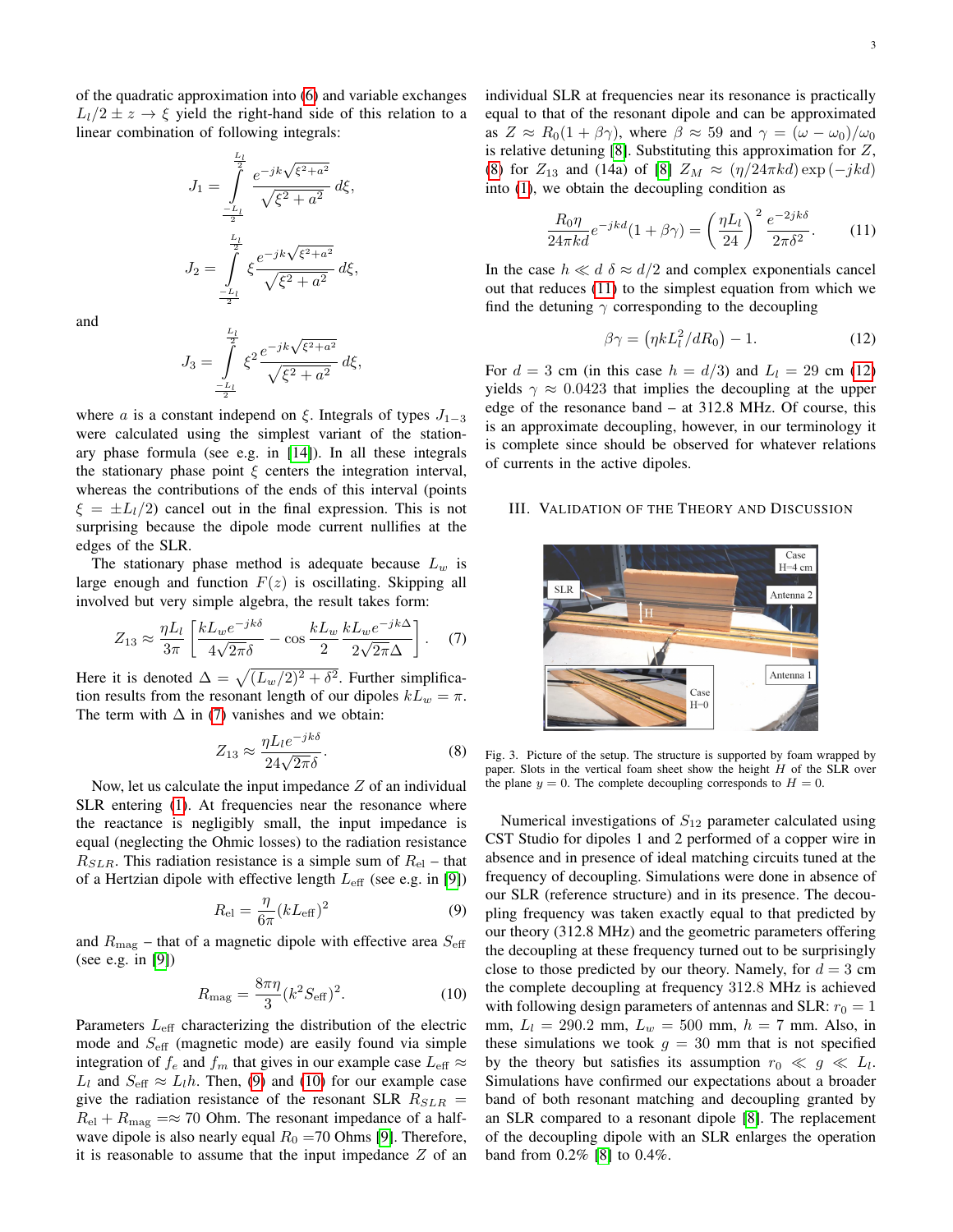of the quadratic approximation into (6) and variable exchanges $L_l/2 \pm z \to \xi$ yield the right-hand side of this relation to a linear combination of following integrals:

$$J_1 = \int_{\frac{-L_l}{2}}^{\frac{L_l}{2}} \frac{e^{-jk\sqrt{\xi^2+a^2}}}{\sqrt{\xi^2+a^2}}\, d\xi,$$

$$J_2 = \int_{\frac{-L_l}{2}}^{\frac{L_l}{2}} \xi \frac{e^{-jk\sqrt{\xi^2+a^2}}}{\sqrt{\xi^2+a^2}}\, d\xi,$$

and

$$J_3 = \int_{\frac{-L_l}{2}}^{\frac{L_l}{2}} \xi^2 \frac{e^{-jk\sqrt{\xi^2+a^2}}}{\sqrt{\xi^2+a^2}}\, d\xi,$$

where $a$ is a constant independ on $\xi$. Integrals of types $J_{1-3}$ were calculated using the simplest variant of the stationary phase formula (see e.g. in [14]). In all these integrals the stationary phase point $\xi$ centers the integration interval, whereas the contributions of the ends of this interval (points $\xi = \pm L_l/2$) cancel out in the final expression. This is not surprising because the dipole mode current nullifies at the edges of the SLR.

The stationary phase method is adequate because $L_w$ is large enough and function $F(z)$ is oscillating. Skipping all involved but very simple algebra, the result takes form:

$$Z_{13} \approx \frac{\eta L_l}{3\pi}\left[\frac{kL_w e^{-jk\delta}}{4\sqrt{2\pi}\delta} - \cos\frac{kL_w}{2}\frac{kL_w e^{-jk\Delta}}{2\sqrt{2\pi}\Delta}\right]. \quad (7)$$

Here it is denoted $\Delta = \sqrt{(L_w/2)^2 + \delta^2}$. Further simplification results from the resonant length of our dipoles $kL_w = \pi$. The term with $\Delta$ in (7) vanishes and we obtain:

$$Z_{13} \approx \frac{\eta L_l e^{-jk\delta}}{24\sqrt{2\pi}\delta}. \quad (8)$$

Now, let us calculate the input impedance $Z$ of an individual SLR entering (1). At frequencies near the resonance where the reactance is negligibly small, the input impedance is equal (neglecting the Ohmic losses) to the radiation resistance $R_{SLR}$. This radiation resistance is a simple sum of $R_{\rm el}$ – that of a Hertzian dipole with effective length $L_{\rm eff}$ (see e.g. in [9])

$$R_{\rm el} = \frac{\eta}{6\pi}(kL_{\rm eff})^2 \quad (9)$$

and $R_{\rm mag}$ – that of a magnetic dipole with effective area $S_{\rm eff}$ (see e.g. in [9])

$$R_{\rm mag} = \frac{8\pi\eta}{3}(k^2 S_{\rm eff})^2. \quad (10)$$

Parameters $L_{\rm eff}$ characterizing the distribution of the electric mode and $S_{\rm eff}$ (magnetic mode) are easily found via simple integration of $f_e$ and $f_m$ that gives in our example case $L_{\rm eff} \approx L_l$ and $S_{\rm eff} \approx L_l h$. Then, (9) and (10) for our example case give the radiation resistance of the resonant SLR $R_{SLR} = R_{\rm el} + R_{\rm mag} =\approx 70$ Ohm. The resonant impedance of a half-wave dipole is also nearly equal $R_0 = 70$ Ohms [9]. Therefore, it is reasonable to assume that the input impedance $Z$ of an individual SLR at frequencies near its resonance is practically equal to that of the resonant dipole and can be approximated as $Z \approx R_0(1 + \beta\gamma)$, where $\beta \approx 59$ and $\gamma = (\omega - \omega_0)/\omega_0$ is relative detuning [8]. Substituting this approximation for $Z$, (8) for $Z_{13}$ and (14a) of [8] $Z_M \approx (\eta/24\pi kd)\exp(-jkd)$ into (1), we obtain the decoupling condition as

$$\frac{R_0\eta}{24\pi kd}e^{-jkd}(1 + \beta\gamma) = \left(\frac{\eta L_l}{24}\right)^2 \frac{e^{-2jk\delta}}{2\pi\delta^2}. \quad (11)$$

In the case $h \ll d$ $\delta \approx d/2$ and complex exponentials cancel out that reduces (11) to the simplest equation from which we find the detuning $\gamma$ corresponding to the decoupling

$$\beta\gamma = \left(\eta k L_l^2/dR_0\right) - 1. \quad (12)$$

For $d = 3$ cm (in this case $h = d/3$) and $L_l = 29$ cm (12) yields $\gamma \approx 0.0423$ that implies the decoupling at the upper edge of the resonance band – at 312.8 MHz. Of course, this is an approximate decoupling, however, in our terminology it is complete since should be observed for whatever relations of currents in the active dipoles.

## III. Validation of the Theory and Discussion

Fig. 3. Picture of the setup. The structure is supported by foam wrapped by paper. Slots in the vertical foam sheet show the height $H$ of the SLR over the plane $y = 0$. The complete decoupling corresponds to $H = 0$.

Numerical investigations of $S_{12}$ parameter calculated using CST Studio for dipoles 1 and 2 performed of a copper wire in absence and in presence of ideal matching circuits tuned at the frequency of decoupling. Simulations were done in absence of our SLR (reference structure) and in its presence. The decoupling frequency was taken exactly equal to that predicted by our theory (312.8 MHz) and the geometric parameters offering the decoupling at these frequency turned out to be surprisingly close to those predicted by our theory. Namely, for $d = 3$ cm the complete decoupling at frequency 312.8 MHz is achieved with following design parameters of antennas and SLR: $r_0 = 1$ mm, $L_l = 290.2$ mm, $L_w = 500$ mm, $h = 7$ mm. Also, in these simulations we took $g = 30$ mm that is not specified by the theory but satisfies its assumption $r_0 \ll g \ll L_l$. Simulations have confirmed our expectations about a broader band of both resonant matching and decoupling granted by an SLR compared to a resonant dipole [8]. The replacement of the decoupling dipole with an SLR enlarges the operation band from 0.2% [8] to 0.4%.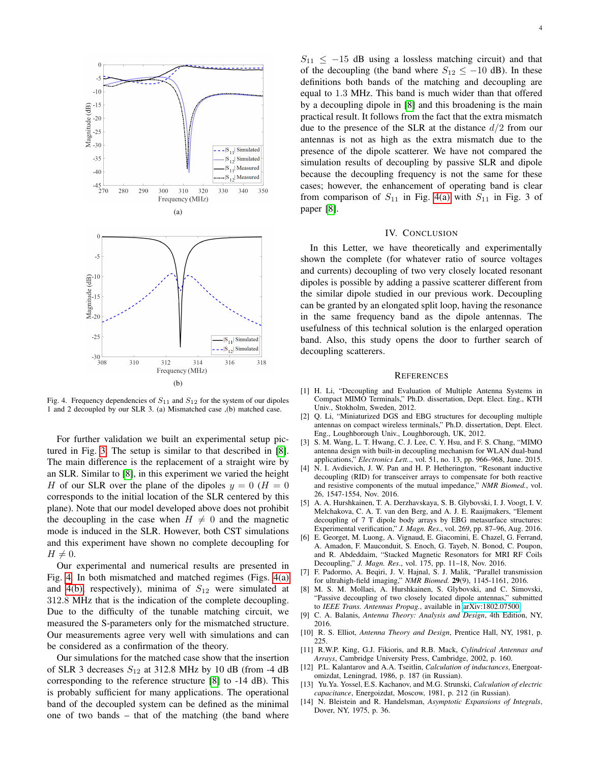0
-5
-10
-15
-20
-25
-30
-35
-40
-45

Magnitude (dB)

270 280 290 300 310 320 330 340 350

Frequency (MHz)

|S11| Simulated
|S12| Simulated
|S11| Measured
|S12| Measured

(a)

0
-5
-10
-15
-20
-25
-30

Magnitude (dB)

308 310 312 314 316 318

Frequency (MHz)

|S11| Simulated
|S12| Simulated

(b)

Fig. 4. Frequency dependencies of $S_{11}$ and $S_{12}$ for the system of our dipoles 1 and 2 decoupled by our SLR 3. (a) Mismatched case ,(b) matched case.

For further validation we built an experimental setup pictured in Fig. 3. The setup is similar to that described in [8]. The main difference is the replacement of a straight wire by an SLR. Similar to [8], in this experiment we varied the height $H$ of our SLR over the plane of the dipoles $y = 0$ ($H = 0$ corresponds to the initial location of the SLR centered by this plane). Note that our model developed above does not prohibit the decoupling in the case when $H \neq 0$ and the magnetic mode is induced in the SLR. However, both CST simulations and this experiment have shown no complete decoupling for $H \neq 0$.

Our experimental and numerical results are presented in Fig. 4. In both mismatched and matched regimes (Figs. 4(a) and 4(b), respectively), minima of $S_{12}$ were simulated at 312.8 MHz that is the indication of the complete decoupling. Due to the difficulty of the tunable matching circuit, we measured the S-parameters only for the mismatched structure. Our measurements agree very well with simulations and can be considered as a confirmation of the theory.

Our simulations for the matched case show that the insertion of SLR 3 decreases $S_{12}$ at 312.8 MHz by 10 dB (from -4 dB corresponding to the reference structure [8] to -14 dB). This is probably sufficient for many applications. The operational band of the decoupled system can be defined as the minimal one of two bands – that of the matching (the band where $S_{11} \leq -15$ dB using a lossless matching circuit) and that of the decoupling (the band where $S_{12} \leq -10$ dB). In these definitions both bands of the matching and decoupling are equal to 1.3 MHz. This band is much wider than that offered by a decoupling dipole in [8] and this broadening is the main practical result. It follows from the fact that the extra mismatch due to the presence of the SLR at the distance $d/2$ from our antennas is not as high as the extra mismatch due to the presence of the dipole scatterer. We have not compared the simulation results of decoupling by passive SLR and dipole because the decoupling frequency is not the same for these cases; however, the enhancement of operating band is clear from comparison of $S_{11}$ in Fig. 4(a) with $S_{11}$ in Fig. 3 of paper [8].

## IV. Conclusion

In this Letter, we have theoretically and experimentally shown the complete (for whatever ratio of source voltages and currents) decoupling of two very closely located resonant dipoles is possible by adding a passive scatterer different from the similar dipole studied in our previous work. Decoupling can be granted by an elongated split loop, having the resonance in the same frequency band as the dipole antennas. The usefulness of this technical solution is the enlarged operation band. Also, this study opens the door to further search of decoupling scatterers.

## References

[1] H. Li, "Decoupling and Evaluation of Multiple Antenna Systems in Compact MIMO Terminals," Ph.D. dissertation, Dept. Elect. Eng., KTH Univ., Stokholm, Sweden, 2012.

[2] Q. Li, "Miniaturized DGS and EBG structures for decoupling multiple antennas on compact wireless terminals," Ph.D. dissertation, Dept. Elect. Eng., Loughborough Univ., Loughborough, UK, 2012.

[3] S. M. Wang, L. T. Hwang, C. J. Lee, C. Y. Hsu, and F. S. Chang, "MIMO antenna design with built-in decoupling mechanism for WLAN dual-band applications," *Electronics Lett.*., vol. 51, no. 13, pp. 966–968, June. 2015.

[4] N. I. Avdievich, J. W. Pan and H. P. Hetherington, "Resonant inductive decoupling (RID) for transceiver arrays to compensate for both reactive and resistive components of the mutual impedance," *NMR Biomed.*, vol. 26, 1547-1554, Nov. 2016.

[5] A. A. Hurshkainen, T. A. Derzhavskaya, S. B. Glybovski, I. J. Voogt, I. V. Melchakova, C. A. T. van den Berg, and A. J. E. Raaijmakers, "Element decoupling of 7 T dipole body arrays by EBG metasurface structures: Experimental verification," *J. Magn. Res.*, vol. 269, pp. 87–96, Aug. 2016.

[6] E. Georget, M. Luong, A. Vignaud, E. Giacomini, E. Chazel, G. Ferrand, A. Amadon, F. Mauconduit, S. Enoch, G. Tayeb, N. Bonod, C. Poupon, and R. Abdeddaim, "Stacked Magnetic Resonators for MRI RF Coils Decoupling," *J. Magn. Res.*, vol. 175, pp. 11–18, Nov. 2016.

[7] F. Padormo, A. Beqiri, J. V. Hajnal, S. J. Malik, "Parallel transmission for ultrahigh-field imaging," *NMR Biomed.* **29**(9), 1145-1161, 2016.

[8] M. S. M. Mollaei, A. Hurshkainen, S. Glybovski, and C. Simovski, "Passive decoupling of two closely located dipole antennas," submitted to *IEEE Trans. Antennas Propag.*, available in arXiv:1802.07500.

[9] C. A. Balanis, *Antenna Theory: Analysis and Design*, 4th Edition, NY, 2016.

[10] R. S. Elliot, *Antenna Theory and Design*, Prentice Hall, NY, 1981, p. 225.

[11] R.W.P. King, G.J. Fikioris, and R.B. Mack, *Cylindrical Antennas and Arrays*, Cambridge University Press, Cambridge, 2002, p. 160.

[12] P.L. Kalantarov and A.A. Tseitlin, *Calculation of inductances*, Energoatomizdat, Leningrad, 1986, p. 187 (in Russian).

[13] Yu.Ya. Yossel, E.S. Kachanov, and M.G. Strunski, *Calculation of electric capacitance*, Energoizdat, Moscow, 1981, p. 212 (in Russian).

[14] N. Bleistein and R. Handelsman, *Asymptotic Expansions of Integrals*, Dover, NY, 1975, p. 36.